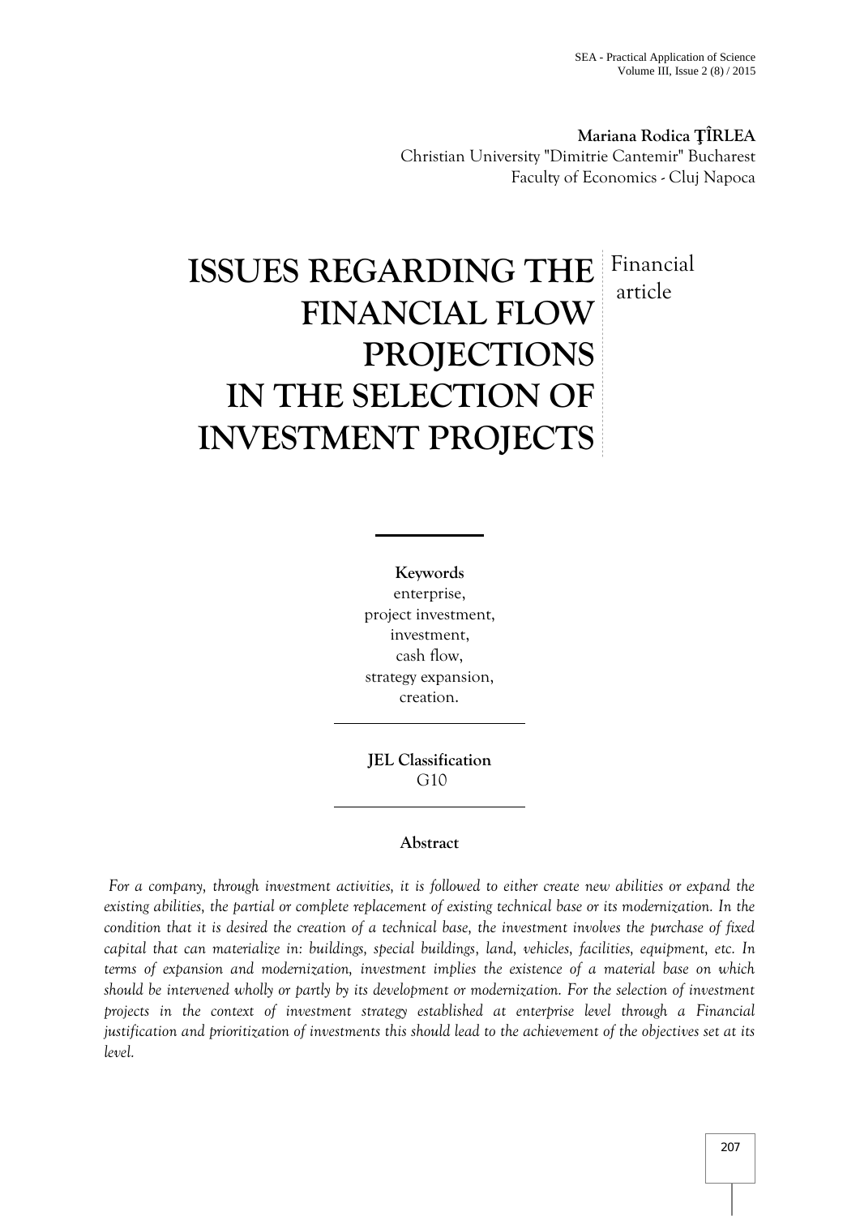**Mariana Rodica ŢÎRLEA**
Christian University "Dimitrie Cantemir" Bucharest
Faculty of Economics - Cluj Napoca

# ISSUES REGARDING THE FINANCIAL FLOW PROJECTIONS IN THE SELECTION OF INVESTMENT PROJECTS

Financial article

**Keywords**
enterprise,
project investment,
investment,
cash flow,
strategy expansion,
creation.

**JEL Classification**
G10

**Abstract**

*For a company, through investment activities, it is followed to either create new abilities or expand the existing abilities, the partial or complete replacement of existing technical base or its modernization. In the condition that it is desired the creation of a technical base, the investment involves the purchase of fixed capital that can materialize in: buildings, special buildings, land, vehicles, facilities, equipment, etc. In terms of expansion and modernization, investment implies the existence of a material base on which should be intervened wholly or partly by its development or modernization. For the selection of investment projects in the context of investment strategy established at enterprise level through a Financial justification and prioritization of investments this should lead to the achievement of the objectives set at its level.*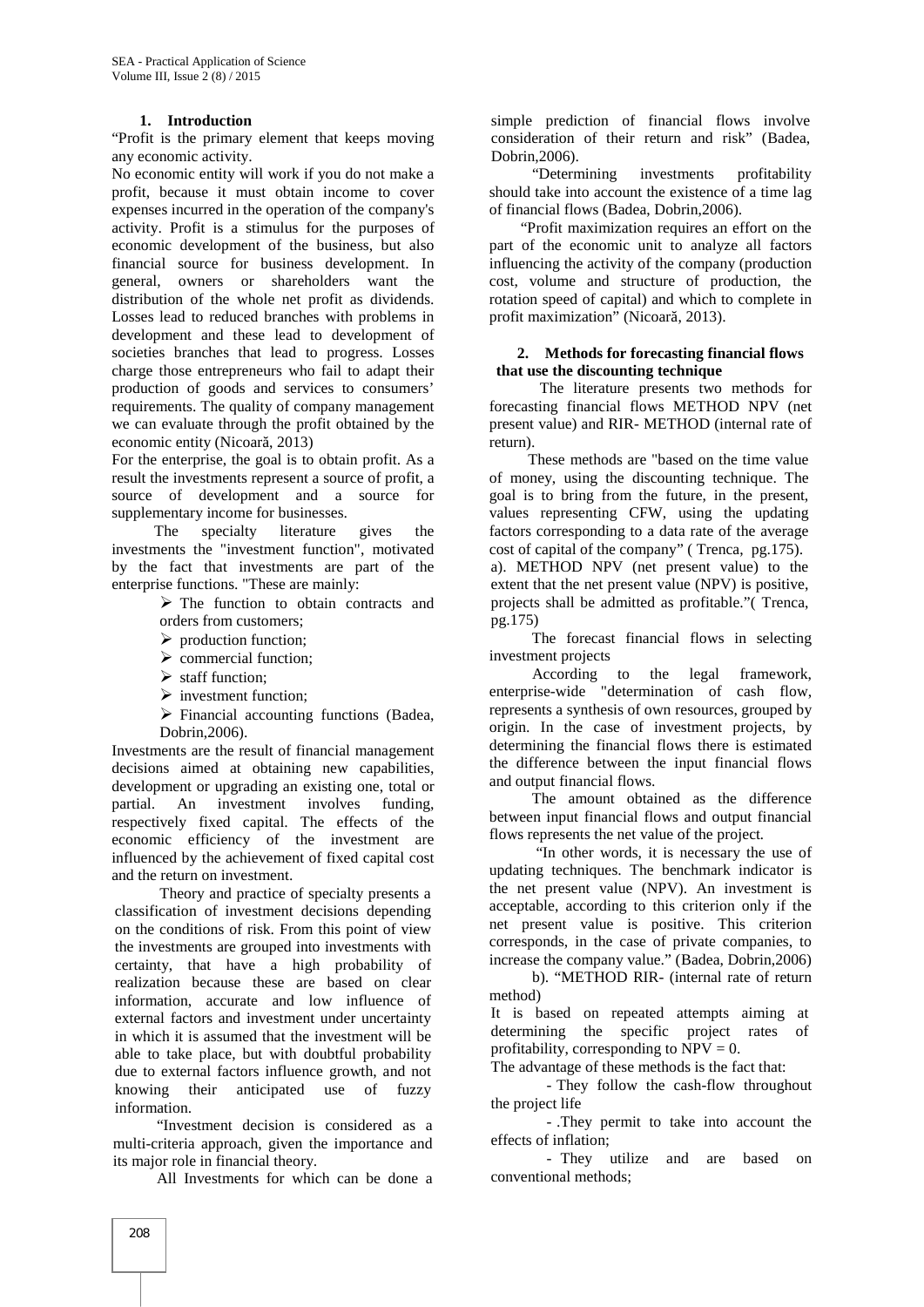## 1. Introduction

"Profit is the primary element that keeps moving any economic activity.

No economic entity will work if you do not make a profit, because it must obtain income to cover expenses incurred in the operation of the company's activity. Profit is a stimulus for the purposes of economic development of the business, but also financial source for business development. In general, owners or shareholders want the distribution of the whole net profit as dividends. Losses lead to reduced branches with problems in development and these lead to development of societies branches that lead to progress. Losses charge those entrepreneurs who fail to adapt their production of goods and services to consumers' requirements. The quality of company management we can evaluate through the profit obtained by the economic entity (Nicoară, 2013)

For the enterprise, the goal is to obtain profit. As a result the investments represent a source of profit, a source of development and a source for supplementary income for businesses.

The specialty literature gives the investments the "investment function", motivated by the fact that investments are part of the enterprise functions. "These are mainly:

- The function to obtain contracts and orders from customers;
- production function;
- commercial function;
- staff function;
- investment function;
- Financial accounting functions (Badea, Dobrin,2006).

Investments are the result of financial management decisions aimed at obtaining new capabilities, development or upgrading an existing one, total or partial. An investment involves funding, respectively fixed capital. The effects of the economic efficiency of the investment are influenced by the achievement of fixed capital cost and the return on investment.

Theory and practice of specialty presents a classification of investment decisions depending on the conditions of risk. From this point of view the investments are grouped into investments with certainty, that have a high probability of realization because these are based on clear information, accurate and low influence of external factors and investment under uncertainty in which it is assumed that the investment will be able to take place, but with doubtful probability due to external factors influence growth, and not knowing their anticipated use of fuzzy information.

"Investment decision is considered as a multi-criteria approach, given the importance and its major role in financial theory.

All Investments for which can be done a simple prediction of financial flows involve consideration of their return and risk" (Badea, Dobrin,2006).

"Determining investments profitability should take into account the existence of a time lag of financial flows (Badea, Dobrin,2006).

"Profit maximization requires an effort on the part of the economic unit to analyze all factors influencing the activity of the company (production cost, volume and structure of production, the rotation speed of capital) and which to complete in profit maximization" (Nicoară, 2013).

## 2. Methods for forecasting financial flows that use the discounting technique

The literature presents two methods for forecasting financial flows METHOD NPV (net present value) and RIR- METHOD (internal rate of return).

These methods are "based on the time value of money, using the discounting technique. The goal is to bring from the future, in the present, values representing CFW, using the updating factors corresponding to a data rate of the average cost of capital of the company" ( Trenca, pg.175).

a). METHOD NPV (net present value) to the extent that the net present value (NPV) is positive, projects shall be admitted as profitable."( Trenca, pg.175)

The forecast financial flows in selecting investment projects

According to the legal framework, enterprise-wide "determination of cash flow, represents a synthesis of own resources, grouped by origin. In the case of investment projects, by determining the financial flows there is estimated the difference between the input financial flows and output financial flows.

The amount obtained as the difference between input financial flows and output financial flows represents the net value of the project.

"In other words, it is necessary the use of updating techniques. The benchmark indicator is the net present value (NPV). An investment is acceptable, according to this criterion only if the net present value is positive. This criterion corresponds, in the case of private companies, to increase the company value." (Badea, Dobrin,2006)

b). "METHOD RIR- (internal rate of return method)

It is based on repeated attempts aiming at determining the specific project rates of profitability, corresponding to $NPV = 0$.

The advantage of these methods is the fact that:

- They follow the cash-flow throughout the project life
- .They permit to take into account the effects of inflation;
- They utilize and are based on conventional methods;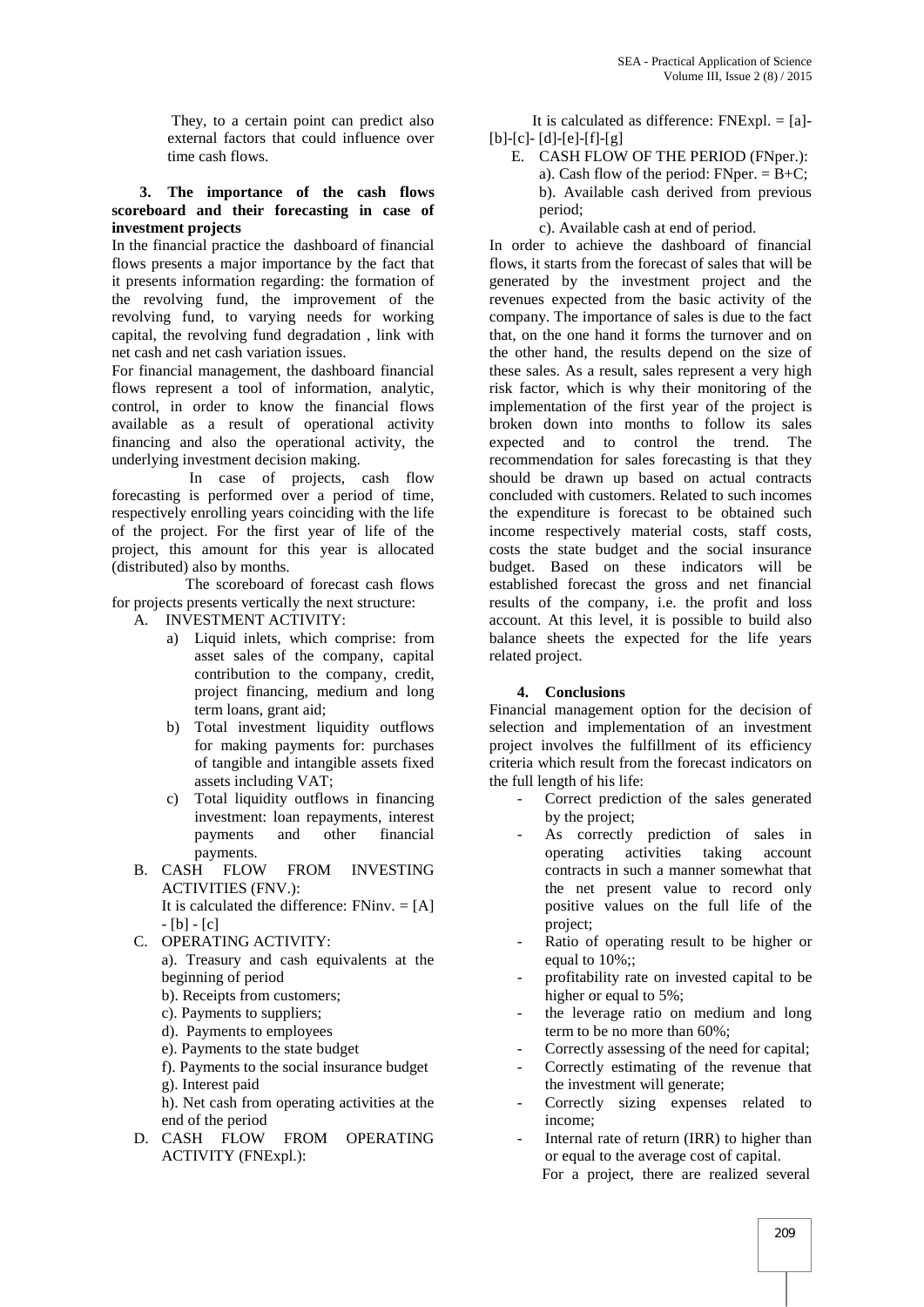They, to a certain point can predict also external factors that could influence over time cash flows.

## 3. The importance of the cash flows scoreboard and their forecasting in case of investment projects

In the financial practice the dashboard of financial flows presents a major importance by the fact that it presents information regarding: the formation of the revolving fund, the improvement of the revolving fund, to varying needs for working capital, the revolving fund degradation , link with net cash and net cash variation issues.

For financial management, the dashboard financial flows represent a tool of information, analytic, control, in order to know the financial flows available as a result of operational activity financing and also the operational activity, the underlying investment decision making.

In case of projects, cash flow forecasting is performed over a period of time, respectively enrolling years coinciding with the life of the project. For the first year of life of the project, this amount for this year is allocated (distributed) also by months.

The scoreboard of forecast cash flows for projects presents vertically the next structure:

A. INVESTMENT ACTIVITY:
   a) Liquid inlets, which comprise: from asset sales of the company, capital contribution to the company, credit, project financing, medium and long term loans, grant aid;
   b) Total investment liquidity outflows for making payments for: purchases of tangible and intangible assets fixed assets including VAT;
   c) Total liquidity outflows in financing investment: loan repayments, interest payments and other financial payments.
B. CASH FLOW FROM INVESTING ACTIVITIES (FNV.):
   It is calculated the difference: FNinv. = [A] - [b] - [c]
C. OPERATING ACTIVITY:
   a). Treasury and cash equivalents at the beginning of period
   b). Receipts from customers;
   c). Payments to suppliers;
   d). Payments to employees
   e). Payments to the state budget
   f). Payments to the social insurance budget
   g). Interest paid
   h). Net cash from operating activities at the end of the period
D. CASH FLOW FROM OPERATING ACTIVITY (FNExpl.):
   It is calculated as difference: FNExpl. = [a]-[b]-[c]- [d]-[e]-[f]-[g]
E. CASH FLOW OF THE PERIOD (FNper.):
   a). Cash flow of the period: FNper. = B+C;
   b). Available cash derived from previous period;
   c). Available cash at end of period.

In order to achieve the dashboard of financial flows, it starts from the forecast of sales that will be generated by the investment project and the revenues expected from the basic activity of the company. The importance of sales is due to the fact that, on the one hand it forms the turnover and on the other hand, the results depend on the size of these sales. As a result, sales represent a very high risk factor, which is why their monitoring of the implementation of the first year of the project is broken down into months to follow its sales expected and to control the trend. The recommendation for sales forecasting is that they should be drawn up based on actual contracts concluded with customers. Related to such incomes the expenditure is forecast to be obtained such income respectively material costs, staff costs, costs the state budget and the social insurance budget. Based on these indicators will be established forecast the gross and net financial results of the company, i.e. the profit and loss account. At this level, it is possible to build also balance sheets the expected for the life years related project.

## 4. Conclusions

Financial management option for the decision of selection and implementation of an investment project involves the fulfillment of its efficiency criteria which result from the forecast indicators on the full length of his life:

- Correct prediction of the sales generated by the project;
- As correctly prediction of sales in operating activities taking account contracts in such a manner somewhat that the net present value to record only positive values on the full life of the project;
- Ratio of operating result to be higher or equal to 10%;;
- profitability rate on invested capital to be higher or equal to 5%;
- the leverage ratio on medium and long term to be no more than 60%;
- Correctly assessing of the need for capital;
- Correctly estimating of the revenue that the investment will generate;
- Correctly sizing expenses related to income;
- Internal rate of return (IRR) to higher than or equal to the average cost of capital.

For a project, there are realized several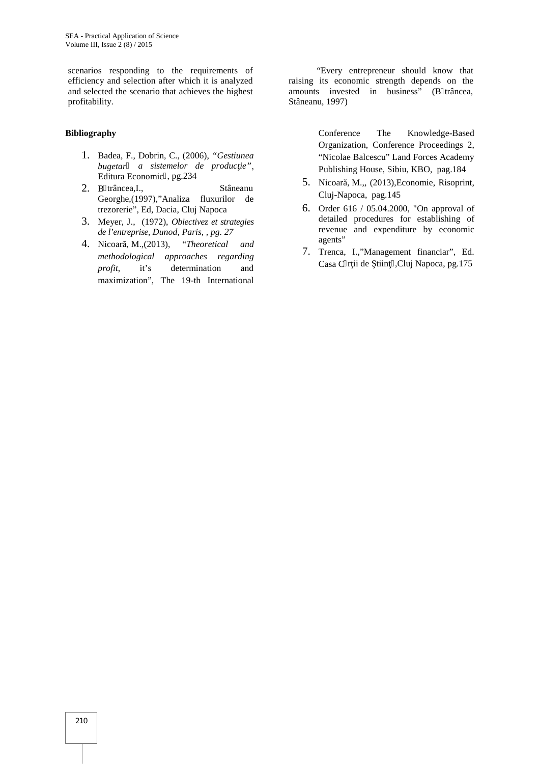scenarios responding to the requirements of efficiency and selection after which it is analyzed and selected the scenario that achieves the highest profitability.

"Every entrepreneur should know that raising its economic strength depends on the amounts invested in business" (B trâncea, Stâneanu, 1997)

**Bibliography**

1. Badea, F., Dobrin, C., (2006), "*Gestiunea bugetar a sistemelor de producţie"*, Editura Economic , pg.234
2. B trâncea,I., Stâneanu Georghe,(1997),"Analiza fluxurilor de trezorerie", Ed, Dacia, Cluj Napoca
3. Meyer, J., (1972), *Obiectivez et strategies de l'entreprise, Dunod, Paris, , pg. 27*
4. Nicoară, M.,(2013), "*Theoretical and methodological approaches regarding profit*, it's determination and maximization", The 19-th International Conference The Knowledge-Based Organization, Conference Proceedings 2, "Nicolae Balcescu" Land Forces Academy Publishing House, Sibiu, KBO, pag.184
5. Nicoară, M.,, (2013),Economie, Risoprint, Cluj-Napoca, pag.145
6. Order 616 / 05.04.2000, "On approval of detailed procedures for establishing of revenue and expenditure by economic agents"
7. Trenca, I.,"Management financiar", Ed. Casa C rţii de Ştiinţ ,Cluj Napoca, pg.175